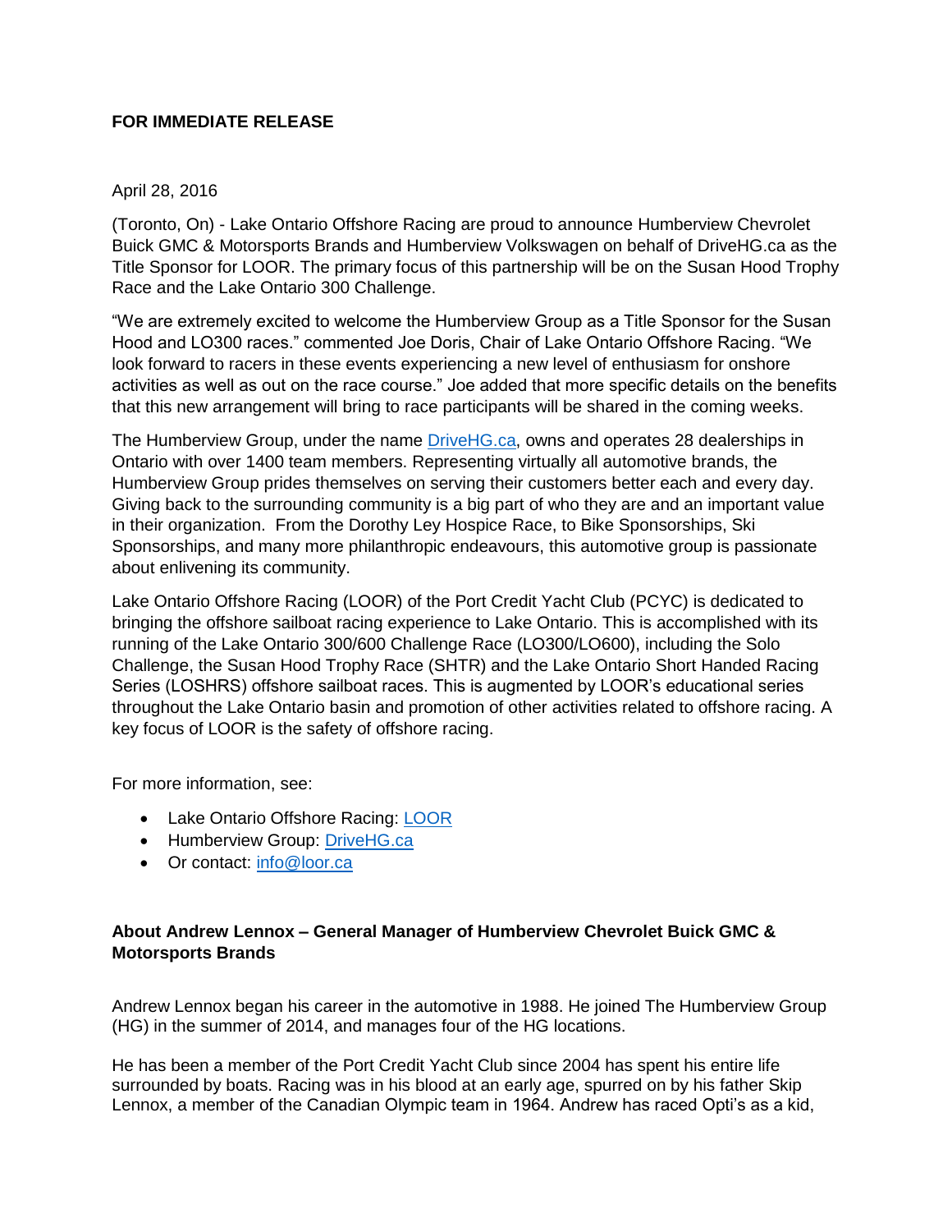**FOR IMMEDIATE RELEASE**

April 28, 2016

(Toronto, On) - Lake Ontario Offshore Racing are proud to announce Humberview Chevrolet Buick GMC & Motorsports Brands and Humberview Volkswagen on behalf of DriveHG.ca as the Title Sponsor for LOOR. The primary focus of this partnership will be on the Susan Hood Trophy Race and the Lake Ontario 300 Challenge.

"We are extremely excited to welcome the Humberview Group as a Title Sponsor for the Susan Hood and LO300 races." commented Joe Doris, Chair of Lake Ontario Offshore Racing. "We look forward to racers in these events experiencing a new level of enthusiasm for onshore activities as well as out on the race course." Joe added that more specific details on the benefits that this new arrangement will bring to race participants will be shared in the coming weeks.

The Humberview Group, under the name DriveHG.ca, owns and operates 28 dealerships in Ontario with over 1400 team members. Representing virtually all automotive brands, the Humberview Group prides themselves on serving their customers better each and every day. Giving back to the surrounding community is a big part of who they are and an important value in their organization. From the Dorothy Ley Hospice Race, to Bike Sponsorships, Ski Sponsorships, and many more philanthropic endeavours, this automotive group is passionate about enlivening its community.

Lake Ontario Offshore Racing (LOOR) of the Port Credit Yacht Club (PCYC) is dedicated to bringing the offshore sailboat racing experience to Lake Ontario. This is accomplished with its running of the Lake Ontario 300/600 Challenge Race (LO300/LO600), including the Solo Challenge, the Susan Hood Trophy Race (SHTR) and the Lake Ontario Short Handed Racing Series (LOSHRS) offshore sailboat races. This is augmented by LOOR's educational series throughout the Lake Ontario basin and promotion of other activities related to offshore racing. A key focus of LOOR is the safety of offshore racing.

For more information, see:

- Lake Ontario Offshore Racing: LOOR
- Humberview Group: DriveHG.ca
- Or contact: info@loor.ca

**About Andrew Lennox – General Manager of Humberview Chevrolet Buick GMC & Motorsports Brands**

Andrew Lennox began his career in the automotive in 1988. He joined The Humberview Group (HG) in the summer of 2014, and manages four of the HG locations.

He has been a member of the Port Credit Yacht Club since 2004 has spent his entire life surrounded by boats. Racing was in his blood at an early age, spurred on by his father Skip Lennox, a member of the Canadian Olympic team in 1964. Andrew has raced Opti's as a kid,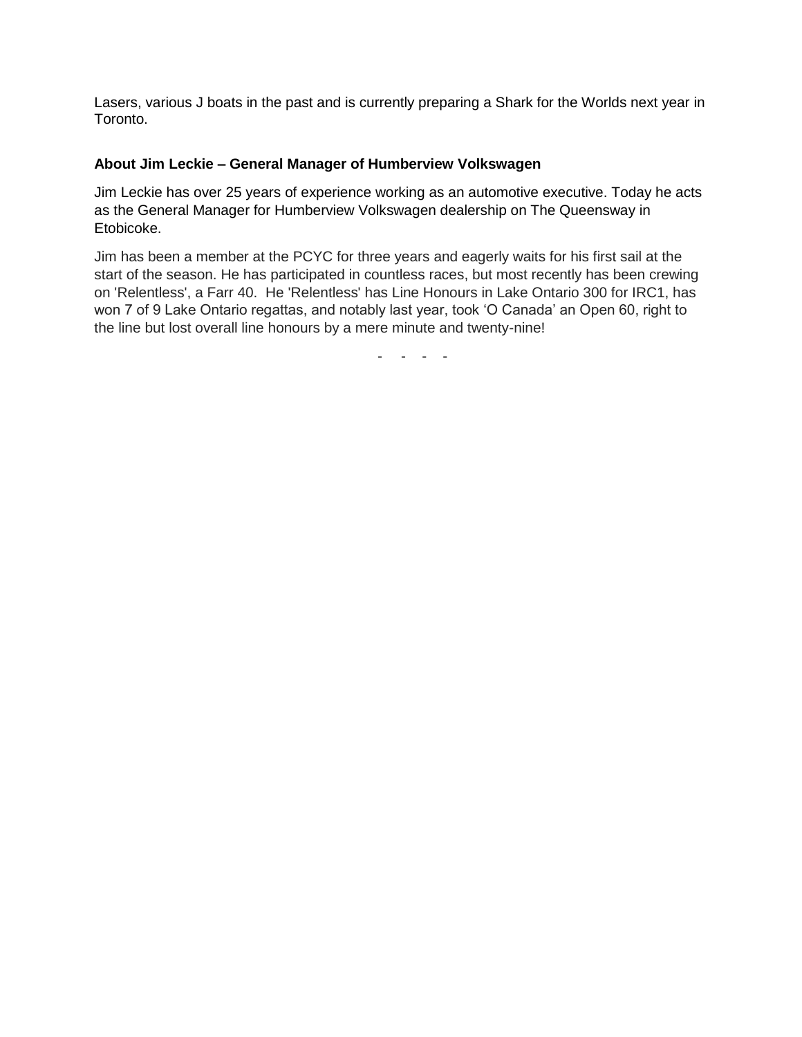Lasers, various J boats in the past and is currently preparing a Shark for the Worlds next year in Toronto.

**About Jim Leckie – General Manager of Humberview Volkswagen**

Jim Leckie has over 25 years of experience working as an automotive executive. Today he acts as the General Manager for Humberview Volkswagen dealership on The Queensway in Etobicoke.

Jim has been a member at the PCYC for three years and eagerly waits for his first sail at the start of the season. He has participated in countless races, but most recently has been crewing on 'Relentless', a Farr 40. He 'Relentless' has Line Honours in Lake Ontario 300 for IRC1, has won 7 of 9 Lake Ontario regattas, and notably last year, took 'O Canada' an Open 60, right to the line but lost overall line honours by a mere minute and twenty-nine!

\- - - -